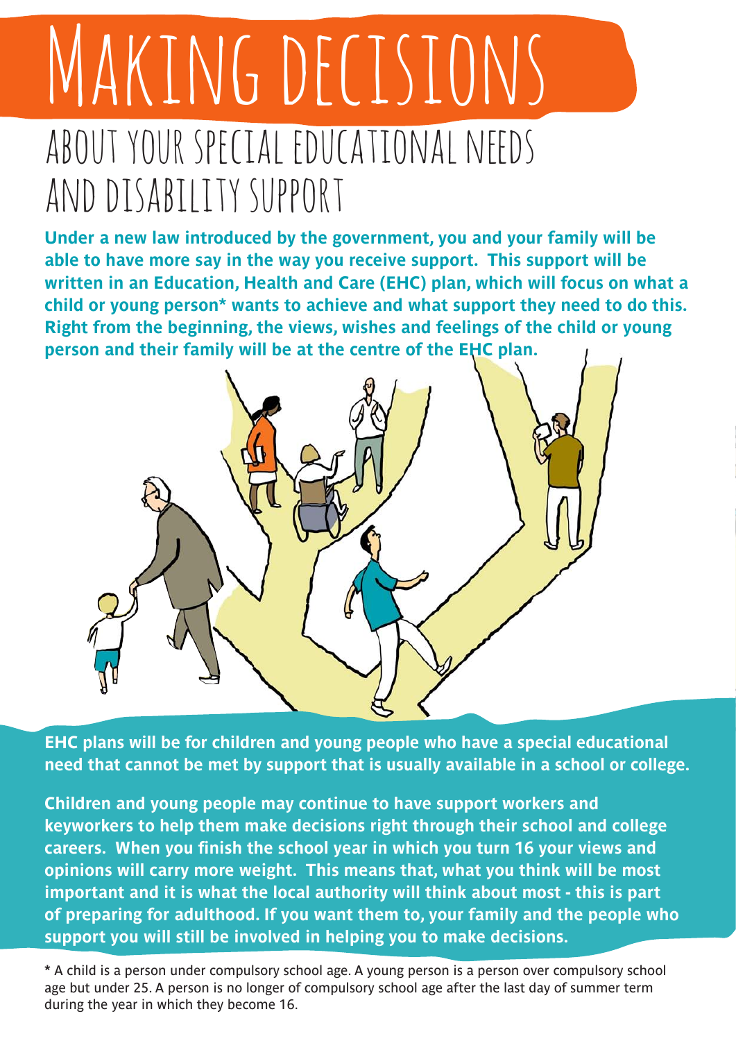# Making decisions

## about your special educational needs and disability support

**Under a new law introduced by the government, you and your family will be able to have more say in the way you receive support. This support will be written in an Education, Health and Care (EHC) plan, which will focus on what a child or young person* wants to achieve and what support they need to do this. Right from the beginning, the views, wishes and feelings of the child or young person and their family will be at the centre of the EHC plan.**

**EHC plans will be for children and young people who have a special educational need that cannot be met by support that is usually available in a school or college.**

**Children and young people may continue to have support workers and keyworkers to help them make decisions right through their school and college careers. When you finish the school year in which you turn 16 your views and opinions will carry more weight. This means that, what you think will be most important and it is what the local authority will think about most - this is part of preparing for adulthood. If you want them to, your family and the people who support you will still be involved in helping you to make decisions.**

* A child is a person under compulsory school age. A young person is a person over compulsory school age but under 25. A person is no longer of compulsory school age after the last day of summer term during the year in which they become 16.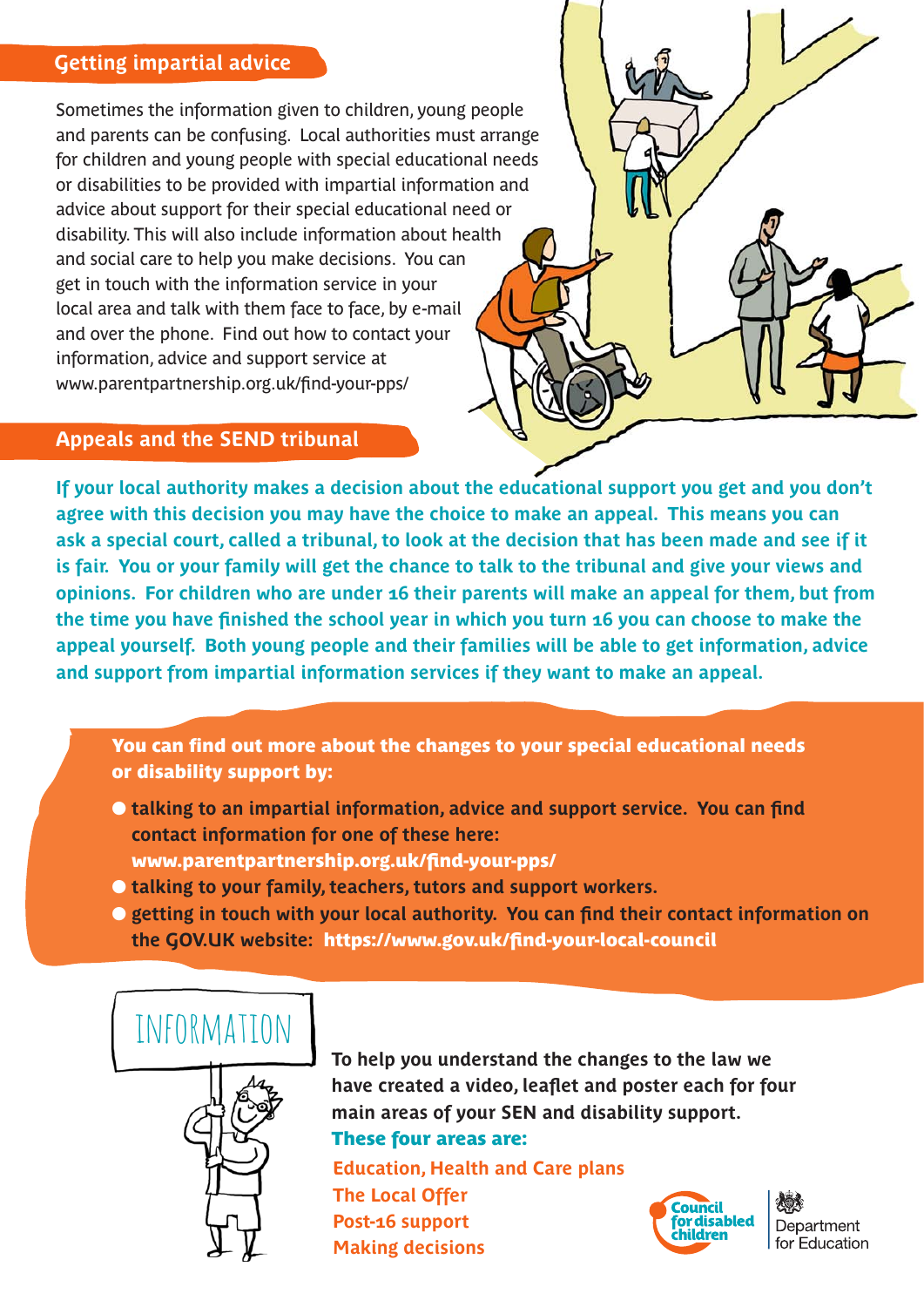## Getting impartial advice

Sometimes the information given to children, young people and parents can be confusing. Local authorities must arrange for children and young people with special educational needs or disabilities to be provided with impartial information and advice about support for their special educational need or disability. This will also include information about health and social care to help you make decisions. You can get in touch with the information service in your local area and talk with them face to face, by e-mail and over the phone. Find out how to contact your information, advice and support service at www.parentpartnership.org.uk/find-your-pps/

## Appeals and the SEND tribunal

**If your local authority makes a decision about the educational support you get and you don't agree with this decision you may have the choice to make an appeal. This means you can ask a special court, called a tribunal, to look at the decision that has been made and see if it is fair. You or your family will get the chance to talk to the tribunal and give your views and opinions. For children who are under 16 their parents will make an appeal for them, but from the time you have finished the school year in which you turn 16 you can choose to make the appeal yourself. Both young people and their families will be able to get information, advice and support from impartial information services if they want to make an appeal.**

**You can find out more about the changes to your special educational needs or disability support by:**

- **talking to an impartial information, advice and support service. You can find contact information for one of these here: www.parentpartnership.org.uk/find-your-pps/**
- **talking to your family, teachers, tutors and support workers.**
- **getting in touch with your local authority. You can find their contact information on the GOV.UK website: https://www.gov.uk/find-your-local-council**

INFORMATION

**To help you understand the changes to the law we have created a video, leaflet and poster each for four main areas of your SEN and disability support.**

**These four areas are:**

**Education, Health and Care plans**
**The Local Offer**
**Post-16 support**
**Making decisions**

Council for disabled children

Department for Education